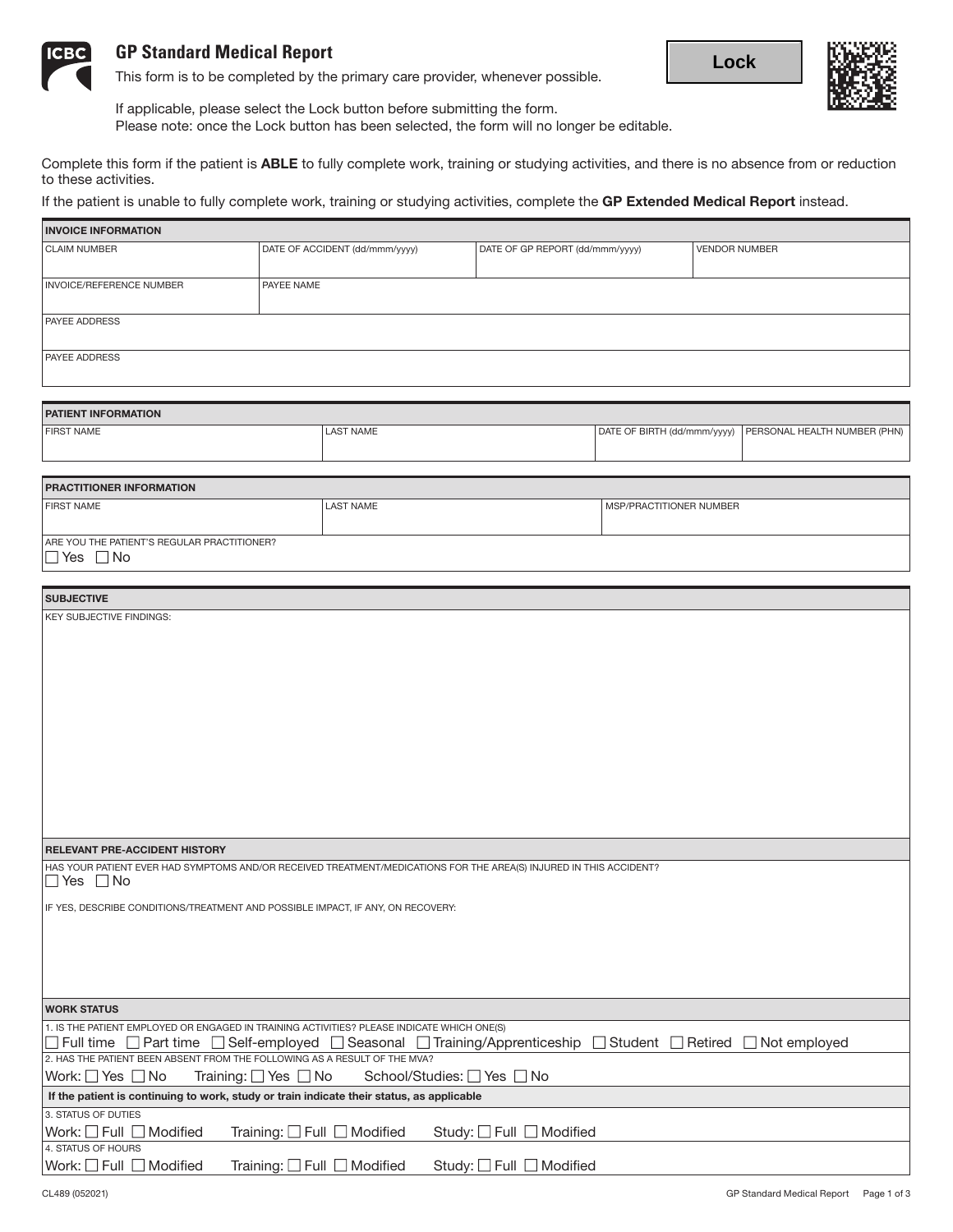# GP Standard Medical Report

This form is to be completed by the primary care provider, whenever possible.

**Lock**

If applicable, please select the Lock button before submitting the form.
Please note: once the Lock button has been selected, the form will no longer be editable.

Complete this form if the patient is **ABLE** to fully complete work, training or studying activities, and there is no absence from or reduction to these activities.

If the patient is unable to fully complete work, training or studying activities, complete the **GP Extended Medical Report** instead.

## INVOICE INFORMATION

| CLAIM NUMBER | DATE OF ACCIDENT (dd/mmm/yyyy) | DATE OF GP REPORT (dd/mmm/yyyy) | VENDOR NUMBER |
|---|---|---|---|
| | | | |

| INVOICE/REFERENCE NUMBER | PAYEE NAME |
|---|---|
| | |

PAYEE ADDRESS

PAYEE ADDRESS

## PATIENT INFORMATION

| FIRST NAME | LAST NAME | DATE OF BIRTH (dd/mmm/yyyy) | PERSONAL HEALTH NUMBER (PHN) |
|---|---|---|---|
| | | | |

## PRACTITIONER INFORMATION

| FIRST NAME | LAST NAME | MSP/PRACTITIONER NUMBER |
|---|---|---|
| | | |

ARE YOU THE PATIENT'S REGULAR PRACTITIONER?
☐ Yes ☐ No

## SUBJECTIVE

KEY SUBJECTIVE FINDINGS:

## RELEVANT PRE-ACCIDENT HISTORY

HAS YOUR PATIENT EVER HAD SYMPTOMS AND/OR RECEIVED TREATMENT/MEDICATIONS FOR THE AREA(S) INJURED IN THIS ACCIDENT?
☐ Yes ☐ No

IF YES, DESCRIBE CONDITIONS/TREATMENT AND POSSIBLE IMPACT, IF ANY, ON RECOVERY:

## WORK STATUS

1. IS THE PATIENT EMPLOYED OR ENGAGED IN TRAINING ACTIVITIES? PLEASE INDICATE WHICH ONE(S)
☐ Full time ☐ Part time ☐ Self-employed ☐ Seasonal ☐ Training/Apprenticeship ☐ Student ☐ Retired ☐ Not employed

2. HAS THE PATIENT BEEN ABSENT FROM THE FOLLOWING AS A RESULT OF THE MVA?
Work: ☐ Yes ☐ No Training: ☐ Yes ☐ No School/Studies: ☐ Yes ☐ No

**If the patient is continuing to work, study or train indicate their status, as applicable**

3. STATUS OF DUTIES
Work: ☐ Full ☐ Modified Training: ☐ Full ☐ Modified Study: ☐ Full ☐ Modified

4. STATUS OF HOURS
Work: ☐ Full ☐ Modified Training: ☐ Full ☐ Modified Study: ☐ Full ☐ Modified

CL489 (052021)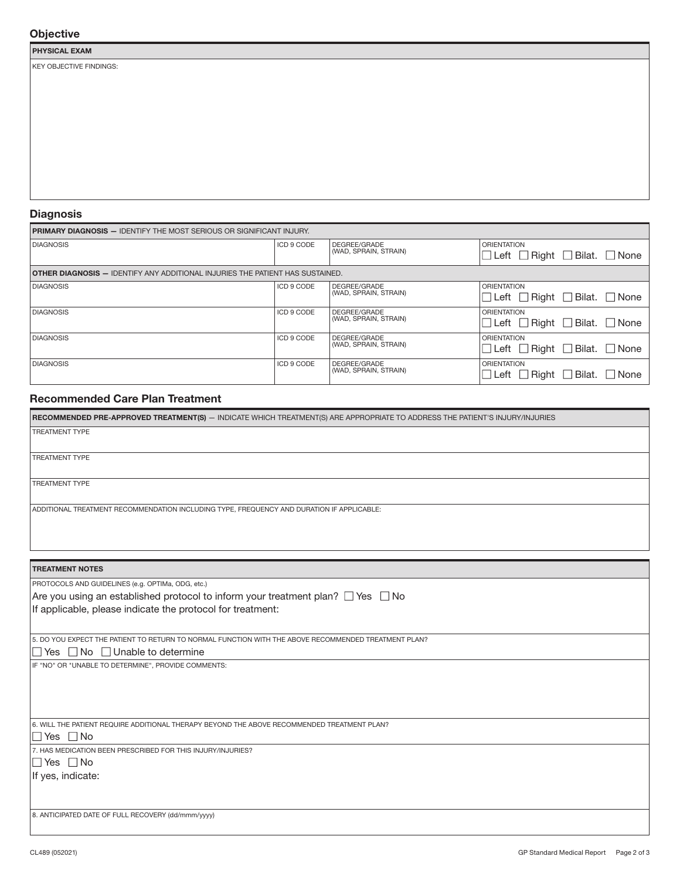## Objective

| PHYSICAL EXAM |
| --- |
| KEY OBJECTIVE FINDINGS: |

## Diagnosis

| PRIMARY DIAGNOSIS — IDENTIFY THE MOST SERIOUS OR SIGNIFICANT INJURY. | | | |
| --- | --- | --- | --- |
| DIAGNOSIS | ICD 9 CODE | DEGREE/GRADE (WAD, SPRAIN, STRAIN) | ORIENTATION ☐ Left ☐ Right ☐ Bilat. ☐ None |
| **OTHER DIAGNOSIS — IDENTIFY ANY ADDITIONAL INJURIES THE PATIENT HAS SUSTAINED.** | | | |
| DIAGNOSIS | ICD 9 CODE | DEGREE/GRADE (WAD, SPRAIN, STRAIN) | ORIENTATION ☐ Left ☐ Right ☐ Bilat. ☐ None |
| DIAGNOSIS | ICD 9 CODE | DEGREE/GRADE (WAD, SPRAIN, STRAIN) | ORIENTATION ☐ Left ☐ Right ☐ Bilat. ☐ None |
| DIAGNOSIS | ICD 9 CODE | DEGREE/GRADE (WAD, SPRAIN, STRAIN) | ORIENTATION ☐ Left ☐ Right ☐ Bilat. ☐ None |
| DIAGNOSIS | ICD 9 CODE | DEGREE/GRADE (WAD, SPRAIN, STRAIN) | ORIENTATION ☐ Left ☐ Right ☐ Bilat. ☐ None |

## Recommended Care Plan Treatment

| RECOMMENDED PRE-APPROVED TREATMENT(S) — INDICATE WHICH TREATMENT(S) ARE APPROPRIATE TO ADDRESS THE PATIENT'S INJURY/INJURIES |
| --- |
| TREATMENT TYPE |
| TREATMENT TYPE |
| TREATMENT TYPE |
| ADDITIONAL TREATMENT RECOMMENDATION INCLUDING TYPE, FREQUENCY AND DURATION IF APPLICABLE: |

| TREATMENT NOTES |
| --- |
| PROTOCOLS AND GUIDELINES (e.g. OPTIMa, ODG, etc.)<br>Are you using an established protocol to inform your treatment plan? ☐ Yes ☐ No<br>If applicable, please indicate the protocol for treatment: |
| 5. DO YOU EXPECT THE PATIENT TO RETURN TO NORMAL FUNCTION WITH THE ABOVE RECOMMENDED TREATMENT PLAN?<br>☐ Yes ☐ No ☐ Unable to determine |
| IF "NO" OR "UNABLE TO DETERMINE", PROVIDE COMMENTS: |
| 6. WILL THE PATIENT REQUIRE ADDITIONAL THERAPY BEYOND THE ABOVE RECOMMENDED TREATMENT PLAN?<br>☐ Yes ☐ No |
| 7. HAS MEDICATION BEEN PRESCRIBED FOR THIS INJURY/INJURIES?<br>☐ Yes ☐ No<br>If yes, indicate: |
| 8. ANTICIPATED DATE OF FULL RECOVERY (dd/mmm/yyyy) |

CL489 (052021)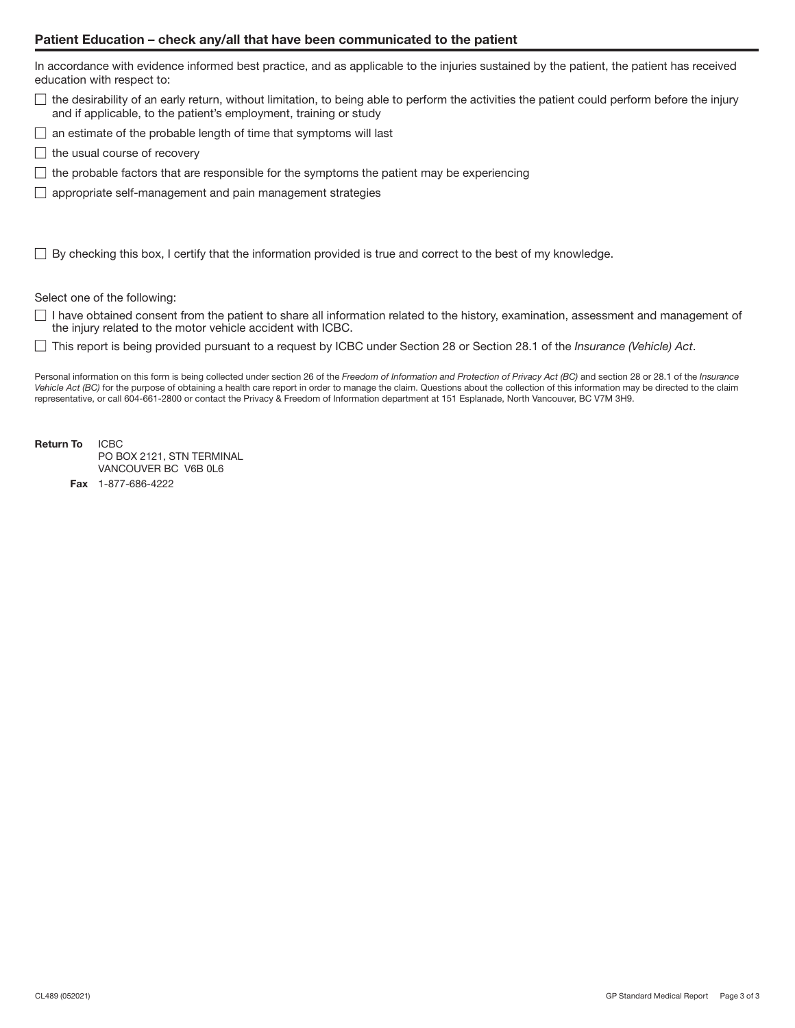## Patient Education – check any/all that have been communicated to the patient

In accordance with evidence informed best practice, and as applicable to the injuries sustained by the patient, the patient has received education with respect to:

- ☐ the desirability of an early return, without limitation, to being able to perform the activities the patient could perform before the injury and if applicable, to the patient's employment, training or study
- ☐ an estimate of the probable length of time that symptoms will last
- ☐ the usual course of recovery
- ☐ the probable factors that are responsible for the symptoms the patient may be experiencing
- ☐ appropriate self-management and pain management strategies

☐ By checking this box, I certify that the information provided is true and correct to the best of my knowledge.

Select one of the following:

- ☐ I have obtained consent from the patient to share all information related to the history, examination, assessment and management of the injury related to the motor vehicle accident with ICBC.
- ☐ This report is being provided pursuant to a request by ICBC under Section 28 or Section 28.1 of the *Insurance (Vehicle) Act*.

Personal information on this form is being collected under section 26 of the *Freedom of Information and Protection of Privacy Act (BC)* and section 28 or 28.1 of the *Insurance Vehicle Act (BC)* for the purpose of obtaining a health care report in order to manage the claim. Questions about the collection of this information may be directed to the claim representative, or call 604-661-2800 or contact the Privacy & Freedom of Information department at 151 Esplanade, North Vancouver, BC V7M 3H9.

**Return To** ICBC
PO BOX 2121, STN TERMINAL
VANCOUVER BC V6B 0L6
**Fax** 1-877-686-4222

CL489 (052021)